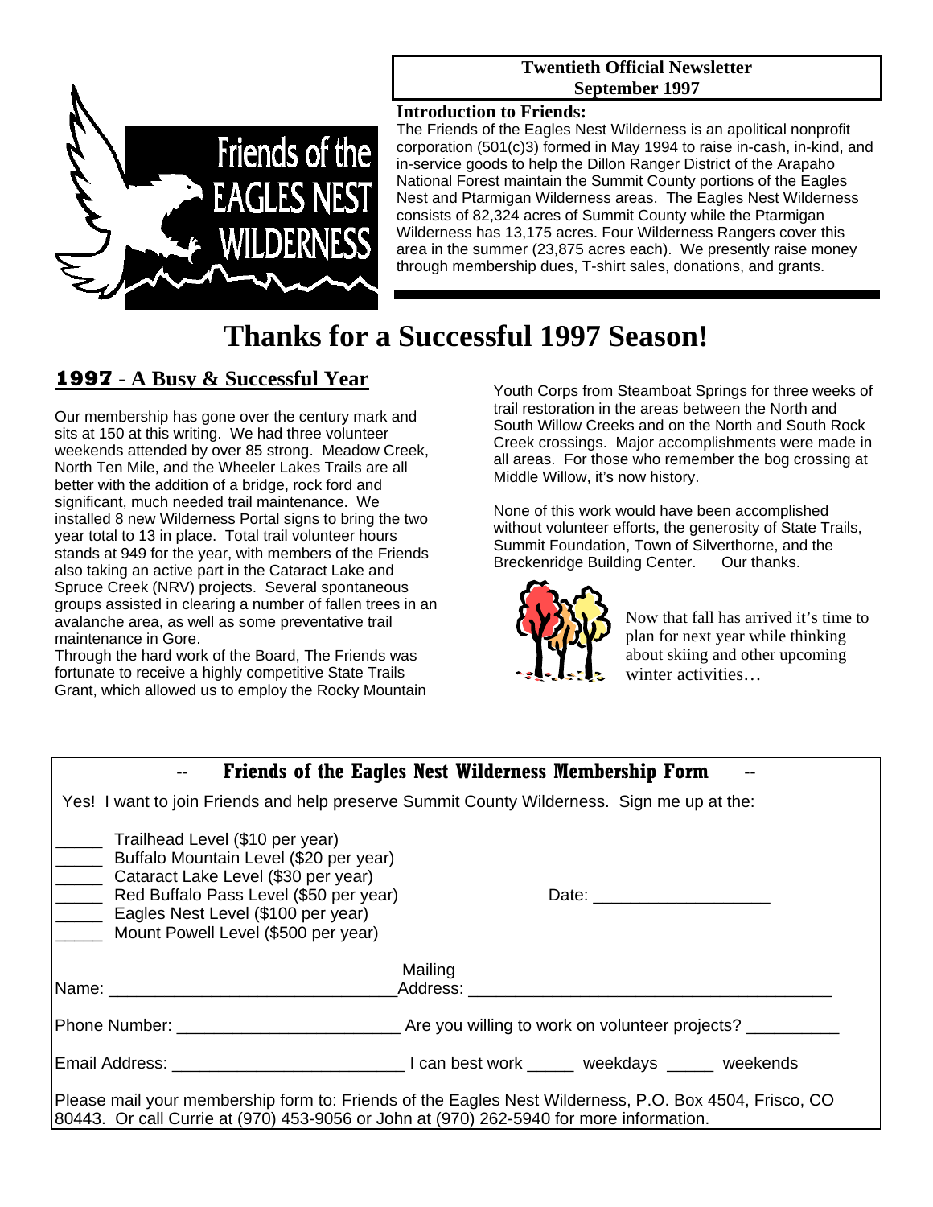Friends of the EAGLES NEST WILDERNESS

**Twentieth Official Newsletter**
**September 1997**

**Introduction to Friends:**

The Friends of the Eagles Nest Wilderness is an apolitical nonprofit corporation (501(c)3) formed in May 1994 to raise in-cash, in-kind, and in-service goods to help the Dillon Ranger District of the Arapaho National Forest maintain the Summit County portions of the Eagles Nest and Ptarmigan Wilderness areas. The Eagles Nest Wilderness consists of 82,324 acres of Summit County while the Ptarmigan Wilderness has 13,175 acres. Four Wilderness Rangers cover this area in the summer (23,875 acres each). We presently raise money through membership dues, T-shirt sales, donations, and grants.

# Thanks for a Successful 1997 Season!

## 1997 - A Busy & Successful Year

Our membership has gone over the century mark and sits at 150 at this writing. We had three volunteer weekends attended by over 85 strong. Meadow Creek, North Ten Mile, and the Wheeler Lakes Trails are all better with the addition of a bridge, rock ford and significant, much needed trail maintenance. We installed 8 new Wilderness Portal signs to bring the two year total to 13 in place. Total trail volunteer hours stands at 949 for the year, with members of the Friends also taking an active part in the Cataract Lake and Spruce Creek (NRV) projects. Several spontaneous groups assisted in clearing a number of fallen trees in an avalanche area, as well as some preventative trail maintenance in Gore.

Through the hard work of the Board, The Friends was fortunate to receive a highly competitive State Trails Grant, which allowed us to employ the Rocky Mountain Youth Corps from Steamboat Springs for three weeks of trail restoration in the areas between the North and South Willow Creeks and on the North and South Rock Creek crossings. Major accomplishments were made in all areas. For those who remember the bog crossing at Middle Willow, it's now history.

None of this work would have been accomplished without volunteer efforts, the generosity of State Trails, Summit Foundation, Town of Silverthorne, and the Breckenridge Building Center. Our thanks.

Now that fall has arrived it's time to plan for next year while thinking about skiing and other upcoming winter activities…

---

### -- Friends of the Eagles Nest Wilderness Membership Form --

Yes! I want to join Friends and help preserve Summit County Wilderness. Sign me up at the:

_____ Trailhead Level ($10 per year)
_____ Buffalo Mountain Level ($20 per year)
_____ Cataract Lake Level ($30 per year)
_____ Red Buffalo Pass Level ($50 per year)
_____ Eagles Nest Level ($100 per year)
_____ Mount Powell Level ($500 per year)

Date: ___________________

Name: ______________________________ Mailing Address: ________________________________________

Phone Number: _______________________ Are you willing to work on volunteer projects? __________

Email Address: ________________________ I can best work _____ weekdays _____ weekends

Please mail your membership form to: Friends of the Eagles Nest Wilderness, P.O. Box 4504, Frisco, CO 80443. Or call Currie at (970) 453-9056 or John at (970) 262-5940 for more information.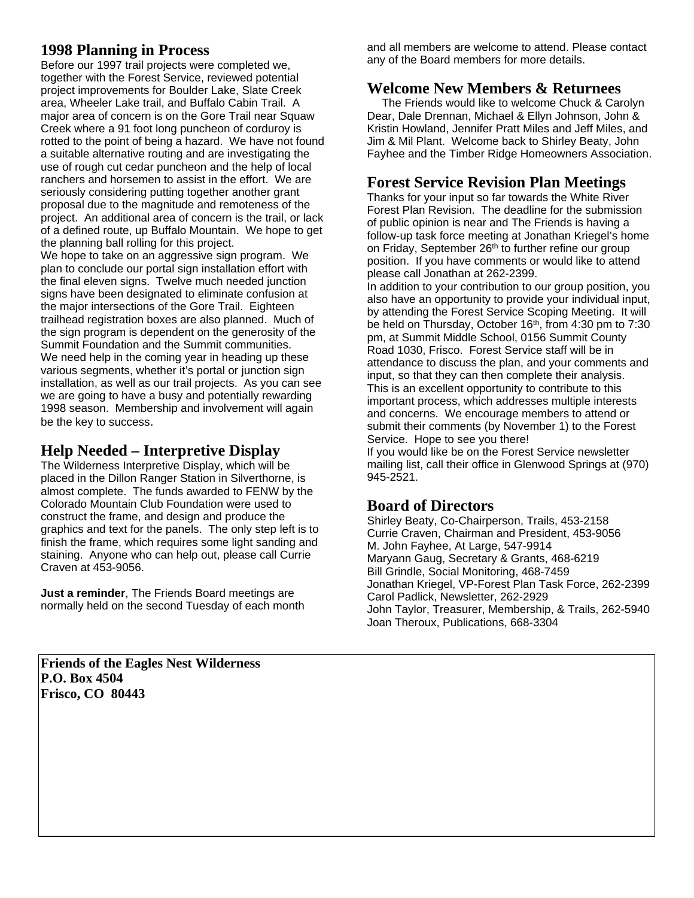## 1998 Planning in Process

Before our 1997 trail projects were completed we, together with the Forest Service, reviewed potential project improvements for Boulder Lake, Slate Creek area, Wheeler Lake trail, and Buffalo Cabin Trail. A major area of concern is on the Gore Trail near Squaw Creek where a 91 foot long puncheon of corduroy is rotted to the point of being a hazard. We have not found a suitable alternative routing and are investigating the use of rough cut cedar puncheon and the help of local ranchers and horsemen to assist in the effort. We are seriously considering putting together another grant proposal due to the magnitude and remoteness of the project. An additional area of concern is the trail, or lack of a defined route, up Buffalo Mountain. We hope to get the planning ball rolling for this project.

We hope to take on an aggressive sign program. We plan to conclude our portal sign installation effort with the final eleven signs. Twelve much needed junction signs have been designated to eliminate confusion at the major intersections of the Gore Trail. Eighteen trailhead registration boxes are also planned. Much of the sign program is dependent on the generosity of the Summit Foundation and the Summit communities.

We need help in the coming year in heading up these various segments, whether it's portal or junction sign installation, as well as our trail projects. As you can see we are going to have a busy and potentially rewarding 1998 season. Membership and involvement will again be the key to success.

## Help Needed – Interpretive Display

The Wilderness Interpretive Display, which will be placed in the Dillon Ranger Station in Silverthorne, is almost complete. The funds awarded to FENW by the Colorado Mountain Club Foundation were used to construct the frame, and design and produce the graphics and text for the panels. The only step left is to finish the frame, which requires some light sanding and staining. Anyone who can help out, please call Currie Craven at 453-9056.

**Just a reminder**, The Friends Board meetings are normally held on the second Tuesday of each month and all members are welcome to attend. Please contact any of the Board members for more details.

## Welcome New Members & Returnees

The Friends would like to welcome Chuck & Carolyn Dear, Dale Drennan, Michael & Ellyn Johnson, John & Kristin Howland, Jennifer Pratt Miles and Jeff Miles, and Jim & Mil Plant. Welcome back to Shirley Beaty, John Fayhee and the Timber Ridge Homeowners Association.

## Forest Service Revision Plan Meetings

Thanks for your input so far towards the White River Forest Plan Revision. The deadline for the submission of public opinion is near and The Friends is having a follow-up task force meeting at Jonathan Kriegel's home on Friday, September 26th to further refine our group position. If you have comments or would like to attend please call Jonathan at 262-2399.

In addition to your contribution to our group position, you also have an opportunity to provide your individual input, by attending the Forest Service Scoping Meeting. It will be held on Thursday, October 16th, from 4:30 pm to 7:30 pm, at Summit Middle School, 0156 Summit County Road 1030, Frisco. Forest Service staff will be in attendance to discuss the plan, and your comments and input, so that they can then complete their analysis. This is an excellent opportunity to contribute to this important process, which addresses multiple interests and concerns. We encourage members to attend or submit their comments (by November 1) to the Forest Service. Hope to see you there!

If you would like be on the Forest Service newsletter mailing list, call their office in Glenwood Springs at (970) 945-2521.

## Board of Directors

Shirley Beaty, Co-Chairperson, Trails, 453-2158
Currie Craven, Chairman and President, 453-9056
M. John Fayhee, At Large, 547-9914
Maryann Gaug, Secretary & Grants, 468-6219
Bill Grindle, Social Monitoring, 468-7459
Jonathan Kriegel, VP-Forest Plan Task Force, 262-2399
Carol Padlick, Newsletter, 262-2929
John Taylor, Treasurer, Membership, & Trails, 262-5940
Joan Theroux, Publications, 668-3304

**Friends of the Eagles Nest Wilderness**
**P.O. Box 4504**
**Frisco, CO 80443**